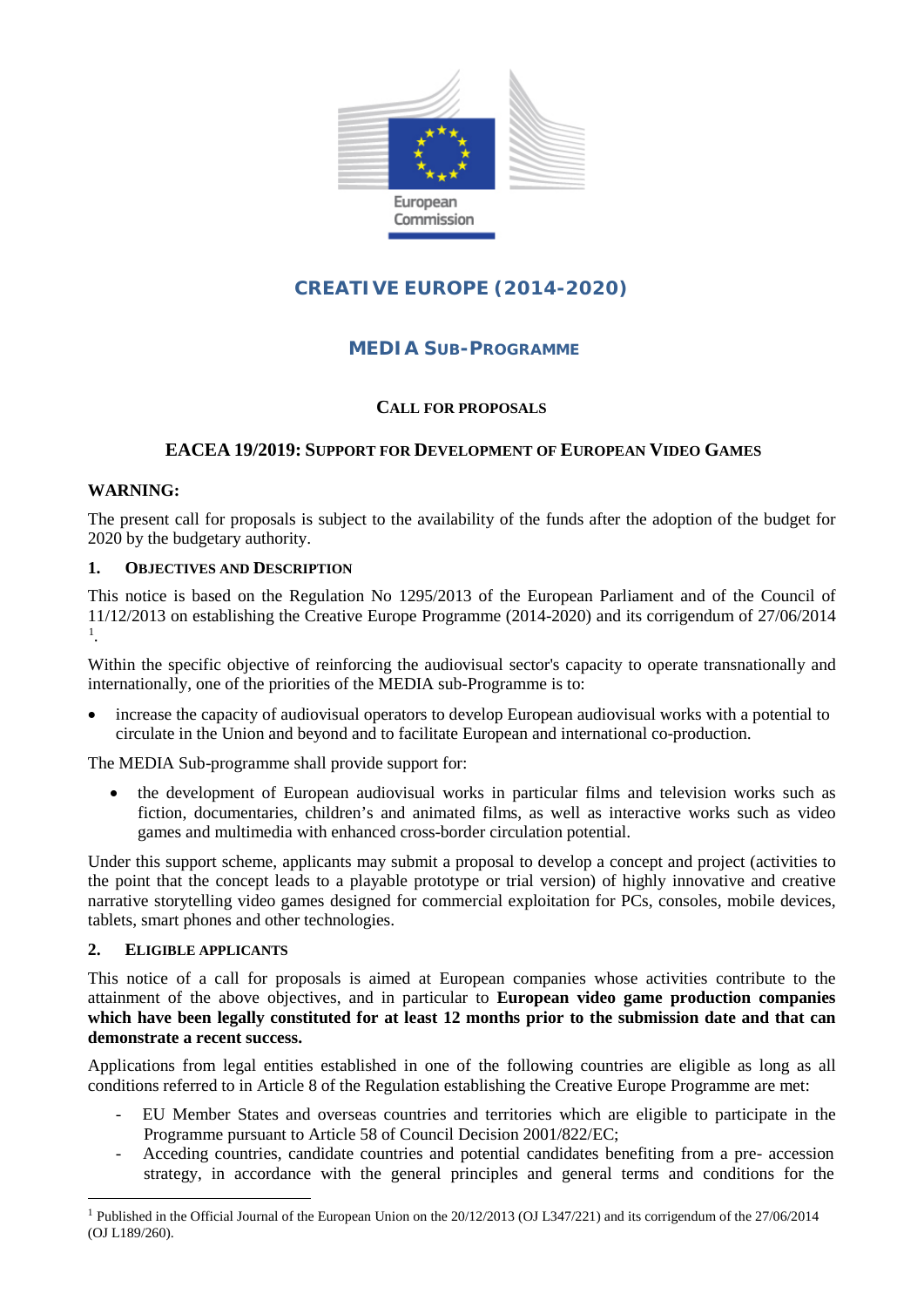# CREATIVE EUROPE (2014-2020)

## MEDIA SUB-PROGRAMME

### CALL FOR PROPOSALS

### EACEA 19/2019: SUPPORT FOR DEVELOPMENT OF EUROPEAN VIDEO GAMES

**WARNING:**

The present call for proposals is subject to the availability of the funds after the adoption of the budget for 2020 by the budgetary authority.

#### 1. OBJECTIVES AND DESCRIPTION

This notice is based on the Regulation No 1295/2013 of the European Parliament and of the Council of 11/12/2013 on establishing the Creative Europe Programme (2014-2020) and its corrigendum of 27/06/2014 [1].

Within the specific objective of reinforcing the audiovisual sector's capacity to operate transnationally and internationally, one of the priorities of the MEDIA sub-Programme is to:

- increase the capacity of audiovisual operators to develop European audiovisual works with a potential to circulate in the Union and beyond and to facilitate European and international co-production.

The MEDIA Sub-programme shall provide support for:

- the development of European audiovisual works in particular films and television works such as fiction, documentaries, children's and animated films, as well as interactive works such as video games and multimedia with enhanced cross-border circulation potential.

Under this support scheme, applicants may submit a proposal to develop a concept and project (activities to the point that the concept leads to a playable prototype or trial version) of highly innovative and creative narrative storytelling video games designed for commercial exploitation for PCs, consoles, mobile devices, tablets, smart phones and other technologies.

#### 2. ELIGIBLE APPLICANTS

This notice of a call for proposals is aimed at European companies whose activities contribute to the attainment of the above objectives, and in particular to **European video game production companies which have been legally constituted for at least 12 months prior to the submission date and that can demonstrate a recent success.**

Applications from legal entities established in one of the following countries are eligible as long as all conditions referred to in Article 8 of the Regulation establishing the Creative Europe Programme are met:

- EU Member States and overseas countries and territories which are eligible to participate in the Programme pursuant to Article 58 of Council Decision 2001/822/EC;
- Acceding countries, candidate countries and potential candidates benefiting from a pre- accession strategy, in accordance with the general principles and general terms and conditions for the

[1] Published in the Official Journal of the European Union on the 20/12/2013 (OJ L347/221) and its corrigendum of the 27/06/2014 (OJ L189/260).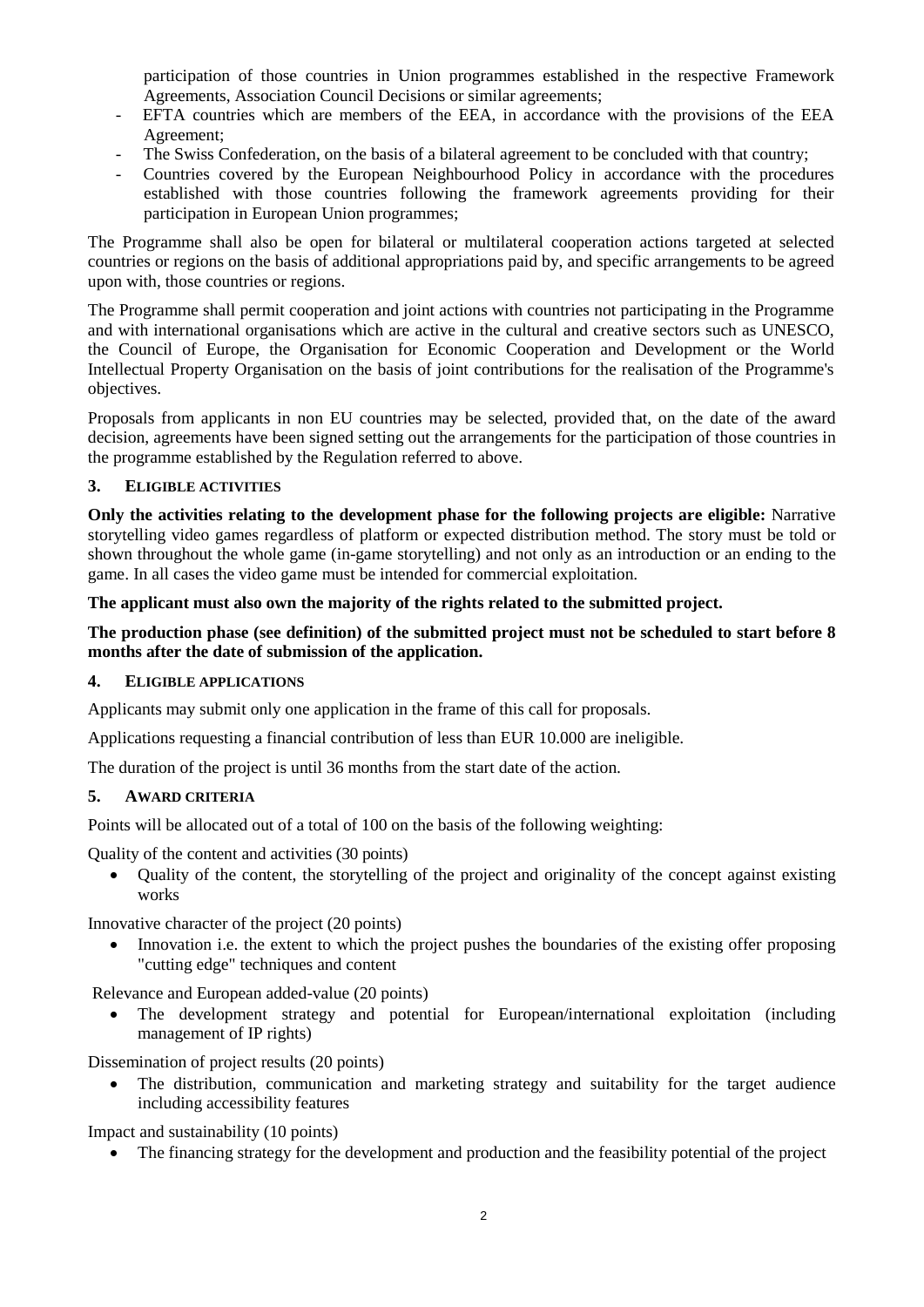participation of those countries in Union programmes established in the respective Framework Agreements, Association Council Decisions or similar agreements;

- EFTA countries which are members of the EEA, in accordance with the provisions of the EEA Agreement;
- The Swiss Confederation, on the basis of a bilateral agreement to be concluded with that country;
- Countries covered by the European Neighbourhood Policy in accordance with the procedures established with those countries following the framework agreements providing for their participation in European Union programmes;

The Programme shall also be open for bilateral or multilateral cooperation actions targeted at selected countries or regions on the basis of additional appropriations paid by, and specific arrangements to be agreed upon with, those countries or regions.

The Programme shall permit cooperation and joint actions with countries not participating in the Programme and with international organisations which are active in the cultural and creative sectors such as UNESCO, the Council of Europe, the Organisation for Economic Cooperation and Development or the World Intellectual Property Organisation on the basis of joint contributions for the realisation of the Programme's objectives.

Proposals from applicants in non EU countries may be selected, provided that, on the date of the award decision, agreements have been signed setting out the arrangements for the participation of those countries in the programme established by the Regulation referred to above.

## 3. ELIGIBLE ACTIVITIES

**Only the activities relating to the development phase for the following projects are eligible:** Narrative storytelling video games regardless of platform or expected distribution method. The story must be told or shown throughout the whole game (in-game storytelling) and not only as an introduction or an ending to the game. In all cases the video game must be intended for commercial exploitation.

**The applicant must also own the majority of the rights related to the submitted project.**

**The production phase (see definition) of the submitted project must not be scheduled to start before 8 months after the date of submission of the application.**

## 4. ELIGIBLE APPLICATIONS

Applicants may submit only one application in the frame of this call for proposals.

Applications requesting a financial contribution of less than EUR 10.000 are ineligible.

The duration of the project is until 36 months from the start date of the action.

## 5. AWARD CRITERIA

Points will be allocated out of a total of 100 on the basis of the following weighting:

Quality of the content and activities (30 points)

- Quality of the content, the storytelling of the project and originality of the concept against existing works

Innovative character of the project (20 points)

- Innovation i.e. the extent to which the project pushes the boundaries of the existing offer proposing "cutting edge" techniques and content

Relevance and European added-value (20 points)

- The development strategy and potential for European/international exploitation (including management of IP rights)

Dissemination of project results (20 points)

- The distribution, communication and marketing strategy and suitability for the target audience including accessibility features

Impact and sustainability (10 points)

- The financing strategy for the development and production and the feasibility potential of the project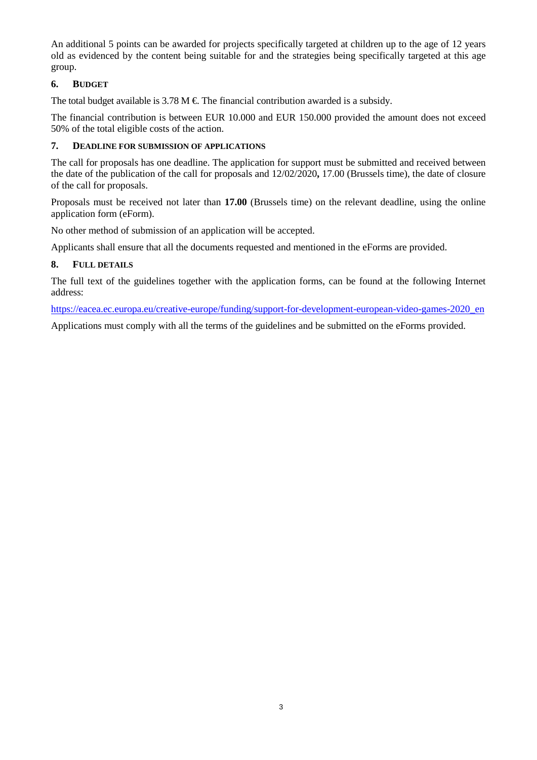An additional 5 points can be awarded for projects specifically targeted at children up to the age of 12 years old as evidenced by the content being suitable for and the strategies being specifically targeted at this age group.

## 6. BUDGET

The total budget available is 3.78 M €. The financial contribution awarded is a subsidy.

The financial contribution is between EUR 10.000 and EUR 150.000 provided the amount does not exceed 50% of the total eligible costs of the action.

## 7. DEADLINE FOR SUBMISSION OF APPLICATIONS

The call for proposals has one deadline. The application for support must be submitted and received between the date of the publication of the call for proposals and 12/02/2020**,** 17.00 (Brussels time), the date of closure of the call for proposals.

Proposals must be received not later than **17.00** (Brussels time) on the relevant deadline, using the online application form (eForm).

No other method of submission of an application will be accepted.

Applicants shall ensure that all the documents requested and mentioned in the eForms are provided.

## 8. FULL DETAILS

The full text of the guidelines together with the application forms, can be found at the following Internet address:

https://eacea.ec.europa.eu/creative-europe/funding/support-for-development-european-video-games-2020_en

Applications must comply with all the terms of the guidelines and be submitted on the eForms provided.